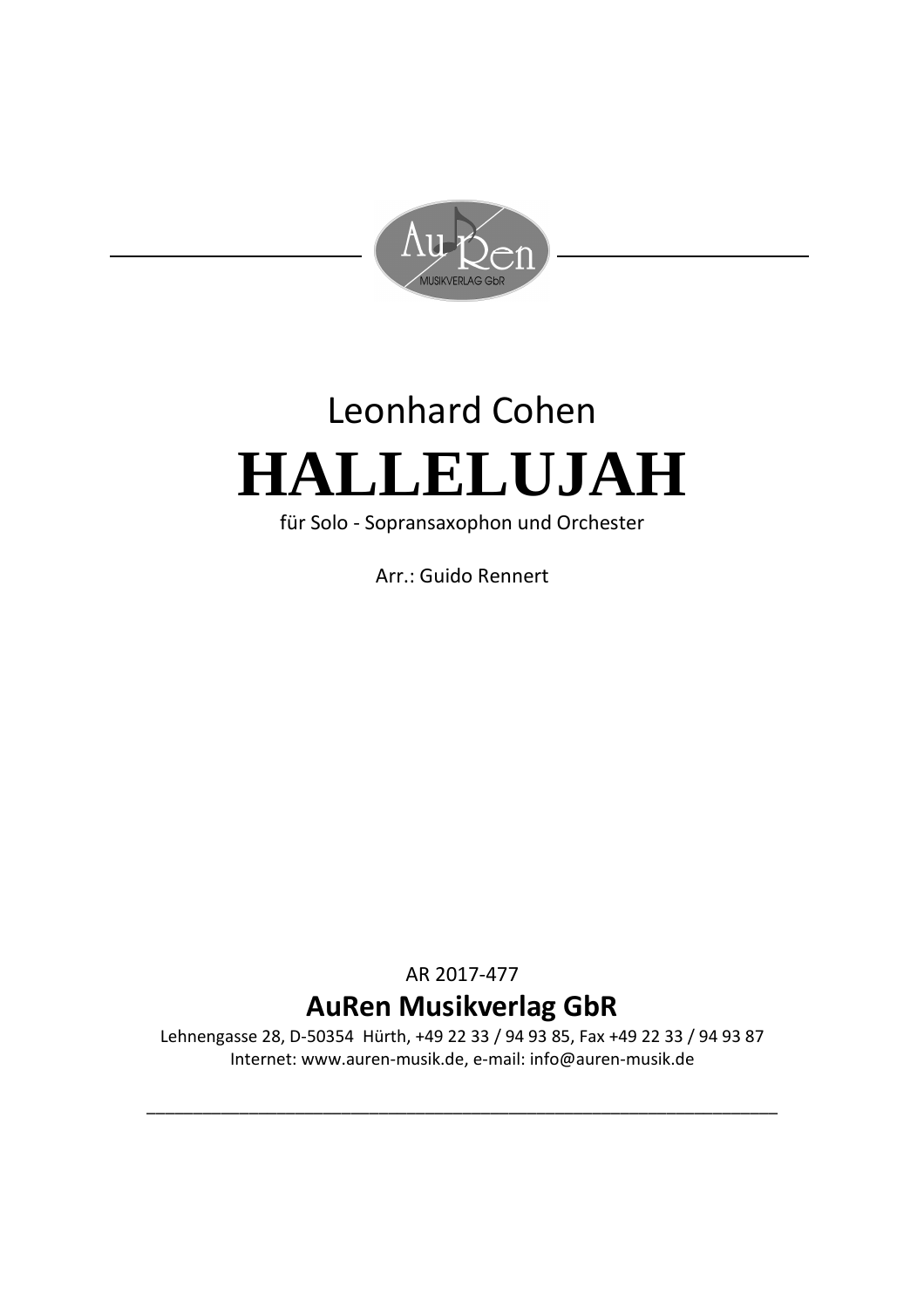Leonhard Cohen

# HALLELUJAH

für Solo - Sopransaxophon und Orchester

Arr.: Guido Rennert

AR 2017-477

**AuRen Musikverlag GbR**

Lehnengasse 28, D-50354 Hürth, +49 22 33 / 94 93 85, Fax +49 22 33 / 94 93 87
Internet: www.auren-musik.de, e-mail: info@auren-musik.de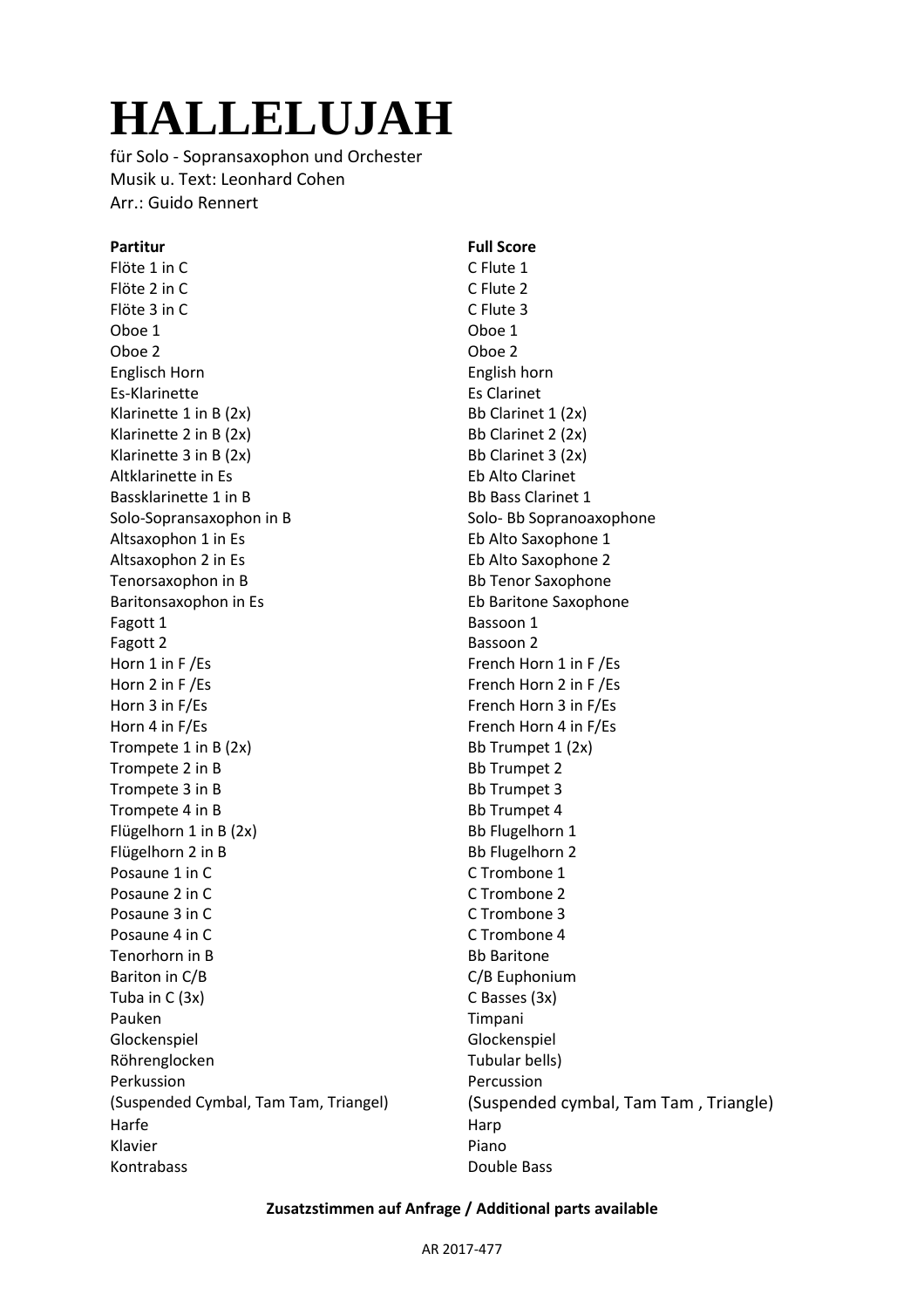# HALLELUJAH

für Solo - Sopransaxophon und Orchester
Musik u. Text: Leonhard Cohen
Arr.: Guido Rennert

| **Partitur** | **Full Score** |
|---|---|
| Flöte 1 in C | C Flute 1 |
| Flöte 2 in C | C Flute 2 |
| Flöte 3 in C | C Flute 3 |
| Oboe 1 | Oboe 1 |
| Oboe 2 | Oboe 2 |
| Englisch Horn | English horn |
| Es-Klarinette | Es Clarinet |
| Klarinette 1 in B (2x) | Bb Clarinet 1 (2x) |
| Klarinette 2 in B (2x) | Bb Clarinet 2 (2x) |
| Klarinette 3 in B (2x) | Bb Clarinet 3 (2x) |
| Altklarinette in Es | Eb Alto Clarinet |
| Bassklarinette 1 in B | Bb Bass Clarinet 1 |
| Solo-Sopransaxophon in B | Solo- Bb Sopranoaxophone |
| Altsaxophon 1 in Es | Eb Alto Saxophone 1 |
| Altsaxophon 2 in Es | Eb Alto Saxophone 2 |
| Tenorsaxophon in B | Bb Tenor Saxophone |
| Baritonsaxophon in Es | Eb Baritone Saxophone |
| Fagott 1 | Bassoon 1 |
| Fagott 2 | Bassoon 2 |
| Horn 1 in F /Es | French Horn 1 in F /Es |
| Horn 2 in F /Es | French Horn 2 in F /Es |
| Horn 3 in F/Es | French Horn 3 in F/Es |
| Horn 4 in F/Es | French Horn 4 in F/Es |
| Trompete 1 in B (2x) | Bb Trumpet 1 (2x) |
| Trompete 2 in B | Bb Trumpet 2 |
| Trompete 3 in B | Bb Trumpet 3 |
| Trompete 4 in B | Bb Trumpet 4 |
| Flügelhorn 1 in B (2x) | Bb Flugelhorn 1 |
| Flügelhorn 2 in B | Bb Flugelhorn 2 |
| Posaune 1 in C | C Trombone 1 |
| Posaune 2 in C | C Trombone 2 |
| Posaune 3 in C | C Trombone 3 |
| Posaune 4 in C | C Trombone 4 |
| Tenorhorn in B | Bb Baritone |
| Bariton in C/B | C/B Euphonium |
| Tuba in C (3x) | C Basses (3x) |
| Pauken | Timpani |
| Glockenspiel | Glockenspiel |
| Röhrenglocken | Tubular bells) |
| Perkussion | Percussion |
| (Suspended Cymbal, Tam Tam, Triangel) | (Suspended cymbal, Tam Tam , Triangle) |
| Harfe | Harp |
| Klavier | Piano |
| Kontrabass | Double Bass |

**Zusatzstimmen auf Anfrage / Additional parts available**

AR 2017-477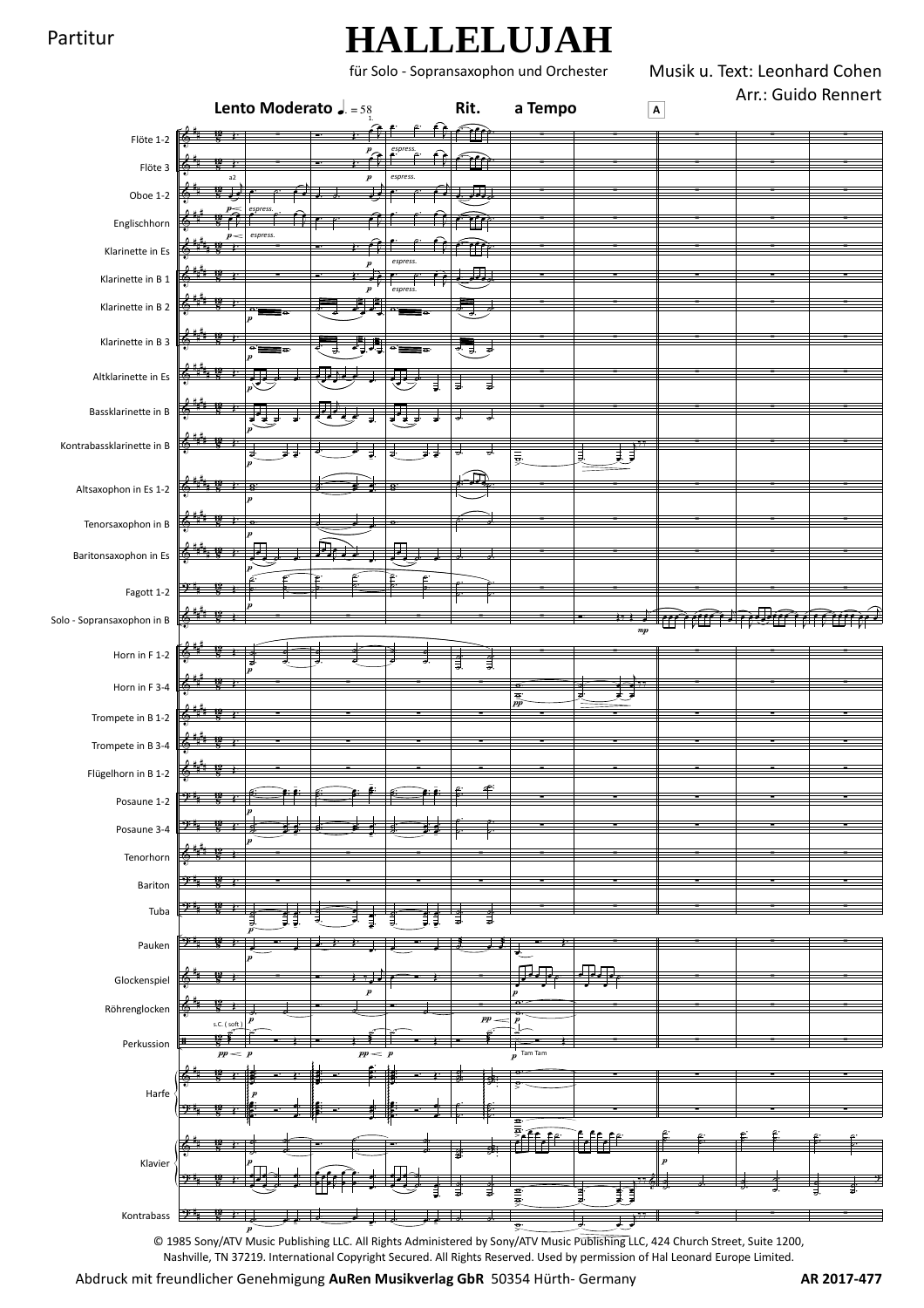Partitur

# HALLELUJAH

für Solo - Sopransaxophon und Orchester

Musik u. Text: Leonhard Cohen

Arr.: Guido Rennert

**Lento Moderato** ♩. = 58 **Rit.** **a Tempo** A

Flöte 1-2

Flöte 3

Oboe 1-2

Englischhorn

Klarinette in Es

Klarinette in B 1

Klarinette in B 2

Klarinette in B 3

Altklarinette in Es

Bassklarinette in B

Kontrabassklarinette in B

Altsaxophon in Es 1-2

Tenorsaxophon in B

Baritonsaxophon in Es

Fagott 1-2

Solo - Sopransaxophon in B

Horn in F 1-2

Horn in F 3-4

Trompete in B 1-2

Trompete in B 3-4

Flügelhorn in B 1-2

Posaune 1-2

Posaune 3-4

Tenorhorn

Bariton

Tuba

Pauken

Glockenspiel

Röhrenglocken

Perkussion

Harfe

Klavier

Kontrabass

© 1985 Sony/ATV Music Publishing LLC. All Rights Administered by Sony/ATV Music Publishing LLC, 424 Church Street, Suite 1200, Nashville, TN 37219. International Copyright Secured. All Rights Reserved. Used by permission of Hal Leonard Europe Limited.

Abdruck mit freundlicher Genehmigung **AuRen Musikverlag GbR** 50354 Hürth- Germany **AR 2017-477**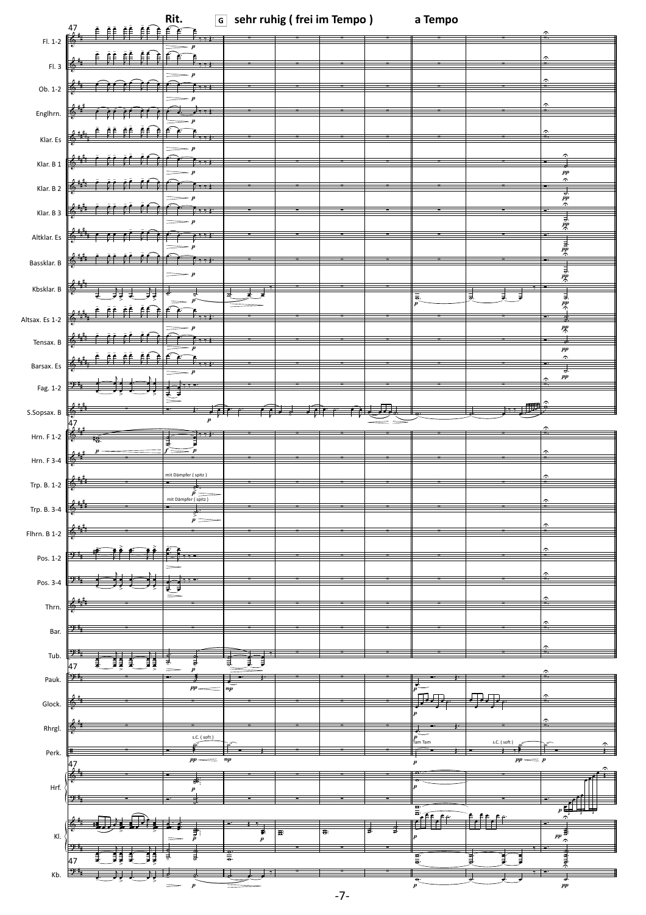Rit. **G** **sehr ruhig ( frei im Tempo )** **a Tempo**

47

Fl. 1-2

Fl. 3

Ob. 1-2

Englhrn.

Klar. Es

Klar. B 1

Klar. B 2

Klar. B 3

Altklar. Es

Bassklar. B

Kbsklar. B

Altsax. Es 1-2

Tensax. B

Barsax. Es

Fag. 1-2

S.Sopsax. B

Hrn. F 1-2

Hrn. F 3-4

Trp. B. 1-2 — mit Dämpfer ( spitz )

Trp. B. 3-4 — mit Dämpfer ( spitz )

Flhrn. B 1-2

Pos. 1-2

Pos. 3-4

Thrn.

Bar.

Tub.

Pauk.

Glock.

Rhrgl.

Perk. — s.C. ( soft ) — Tam Tam — s.C. ( soft )

Hrf.

Kl.

Kb.

-7-